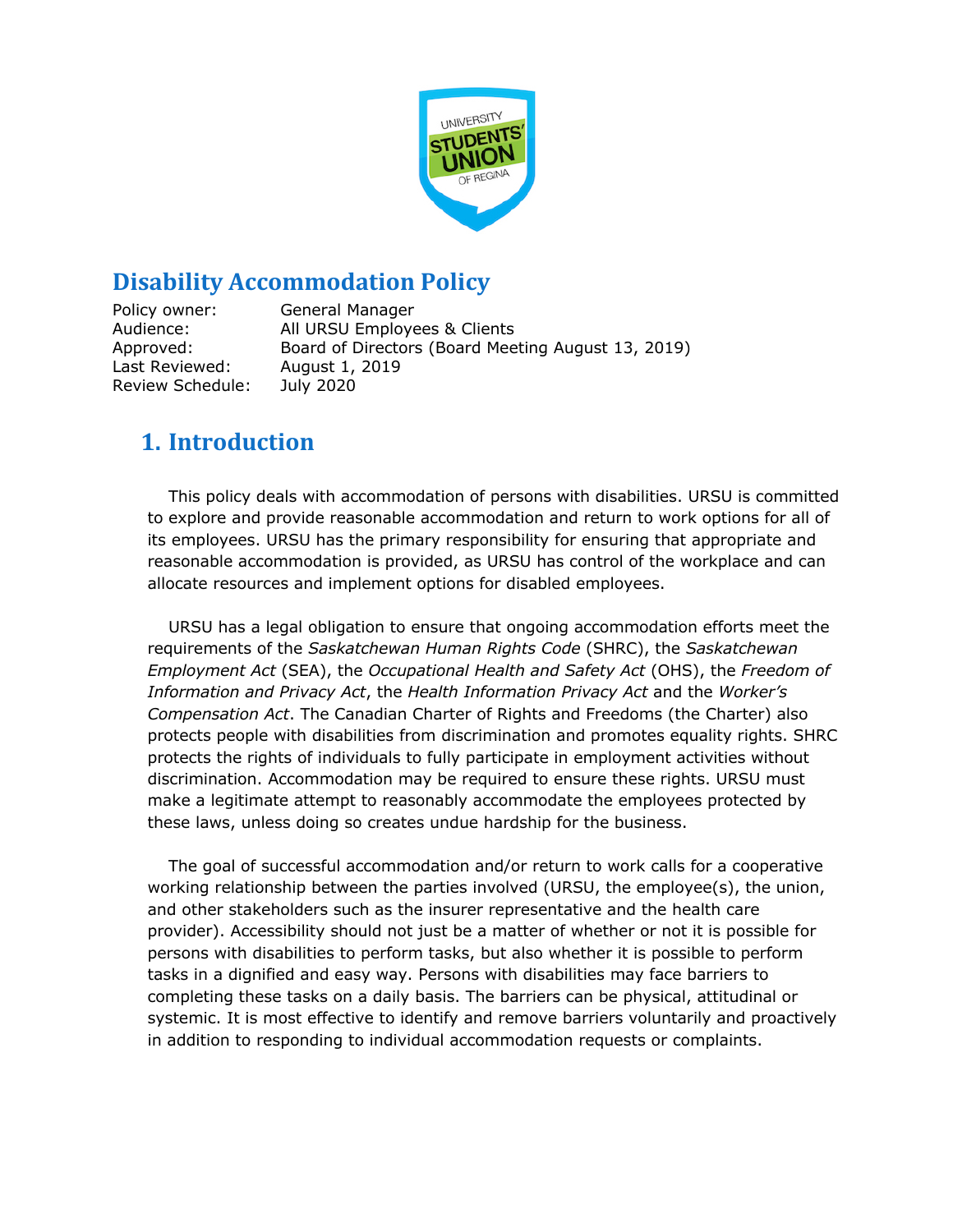# Disability Accommodation Policy

| | |
|---|---|
| Policy owner: | General Manager |
| Audience: | All URSU Employees & Clients |
| Approved: | Board of Directors (Board Meeting August 13, 2019) |
| Last Reviewed: | August 1, 2019 |
| Review Schedule: | July 2020 |

## 1. Introduction

This policy deals with accommodation of persons with disabilities. URSU is committed to explore and provide reasonable accommodation and return to work options for all of its employees. URSU has the primary responsibility for ensuring that appropriate and reasonable accommodation is provided, as URSU has control of the workplace and can allocate resources and implement options for disabled employees.

URSU has a legal obligation to ensure that ongoing accommodation efforts meet the requirements of the *Saskatchewan Human Rights Code* (SHRC), the *Saskatchewan Employment Act* (SEA), the *Occupational Health and Safety Act* (OHS), the *Freedom of Information and Privacy Act*, the *Health Information Privacy Act* and the *Worker's Compensation Act*. The Canadian Charter of Rights and Freedoms (the Charter) also protects people with disabilities from discrimination and promotes equality rights. SHRC protects the rights of individuals to fully participate in employment activities without discrimination. Accommodation may be required to ensure these rights. URSU must make a legitimate attempt to reasonably accommodate the employees protected by these laws, unless doing so creates undue hardship for the business.

The goal of successful accommodation and/or return to work calls for a cooperative working relationship between the parties involved (URSU, the employee(s), the union, and other stakeholders such as the insurer representative and the health care provider). Accessibility should not just be a matter of whether or not it is possible for persons with disabilities to perform tasks, but also whether it is possible to perform tasks in a dignified and easy way. Persons with disabilities may face barriers to completing these tasks on a daily basis. The barriers can be physical, attitudinal or systemic. It is most effective to identify and remove barriers voluntarily and proactively in addition to responding to individual accommodation requests or complaints.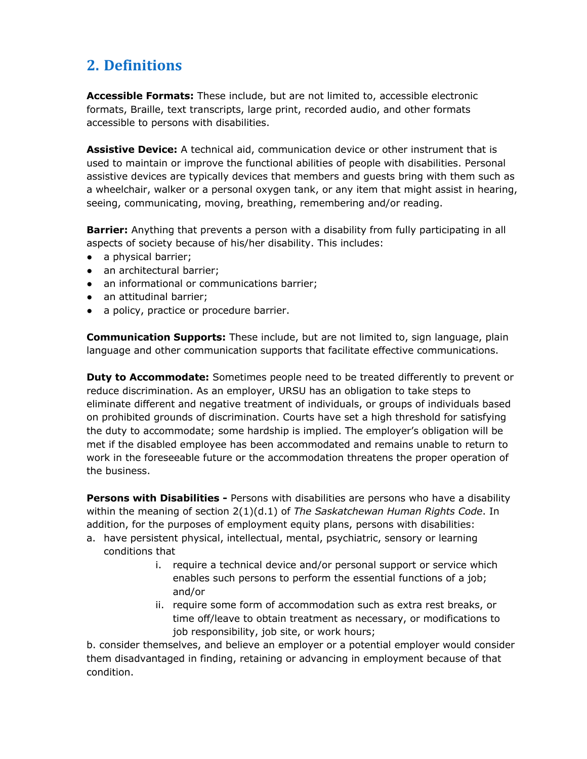## 2. Definitions

**Accessible Formats:** These include, but are not limited to, accessible electronic formats, Braille, text transcripts, large print, recorded audio, and other formats accessible to persons with disabilities.

**Assistive Device:** A technical aid, communication device or other instrument that is used to maintain or improve the functional abilities of people with disabilities. Personal assistive devices are typically devices that members and guests bring with them such as a wheelchair, walker or a personal oxygen tank, or any item that might assist in hearing, seeing, communicating, moving, breathing, remembering and/or reading.

**Barrier:** Anything that prevents a person with a disability from fully participating in all aspects of society because of his/her disability. This includes:

- a physical barrier;
- an architectural barrier;
- an informational or communications barrier;
- an attitudinal barrier;
- a policy, practice or procedure barrier.

**Communication Supports:** These include, but are not limited to, sign language, plain language and other communication supports that facilitate effective communications.

**Duty to Accommodate:** Sometimes people need to be treated differently to prevent or reduce discrimination. As an employer, URSU has an obligation to take steps to eliminate different and negative treatment of individuals, or groups of individuals based on prohibited grounds of discrimination. Courts have set a high threshold for satisfying the duty to accommodate; some hardship is implied. The employer's obligation will be met if the disabled employee has been accommodated and remains unable to return to work in the foreseeable future or the accommodation threatens the proper operation of the business.

**Persons with Disabilities -** Persons with disabilities are persons who have a disability within the meaning of section 2(1)(d.1) of *The Saskatchewan Human Rights Code*. In addition, for the purposes of employment equity plans, persons with disabilities:

a. have persistent physical, intellectual, mental, psychiatric, sensory or learning conditions that
    i. require a technical device and/or personal support or service which enables such persons to perform the essential functions of a job; and/or
    ii. require some form of accommodation such as extra rest breaks, or time off/leave to obtain treatment as necessary, or modifications to job responsibility, job site, or work hours;

b. consider themselves, and believe an employer or a potential employer would consider them disadvantaged in finding, retaining or advancing in employment because of that condition.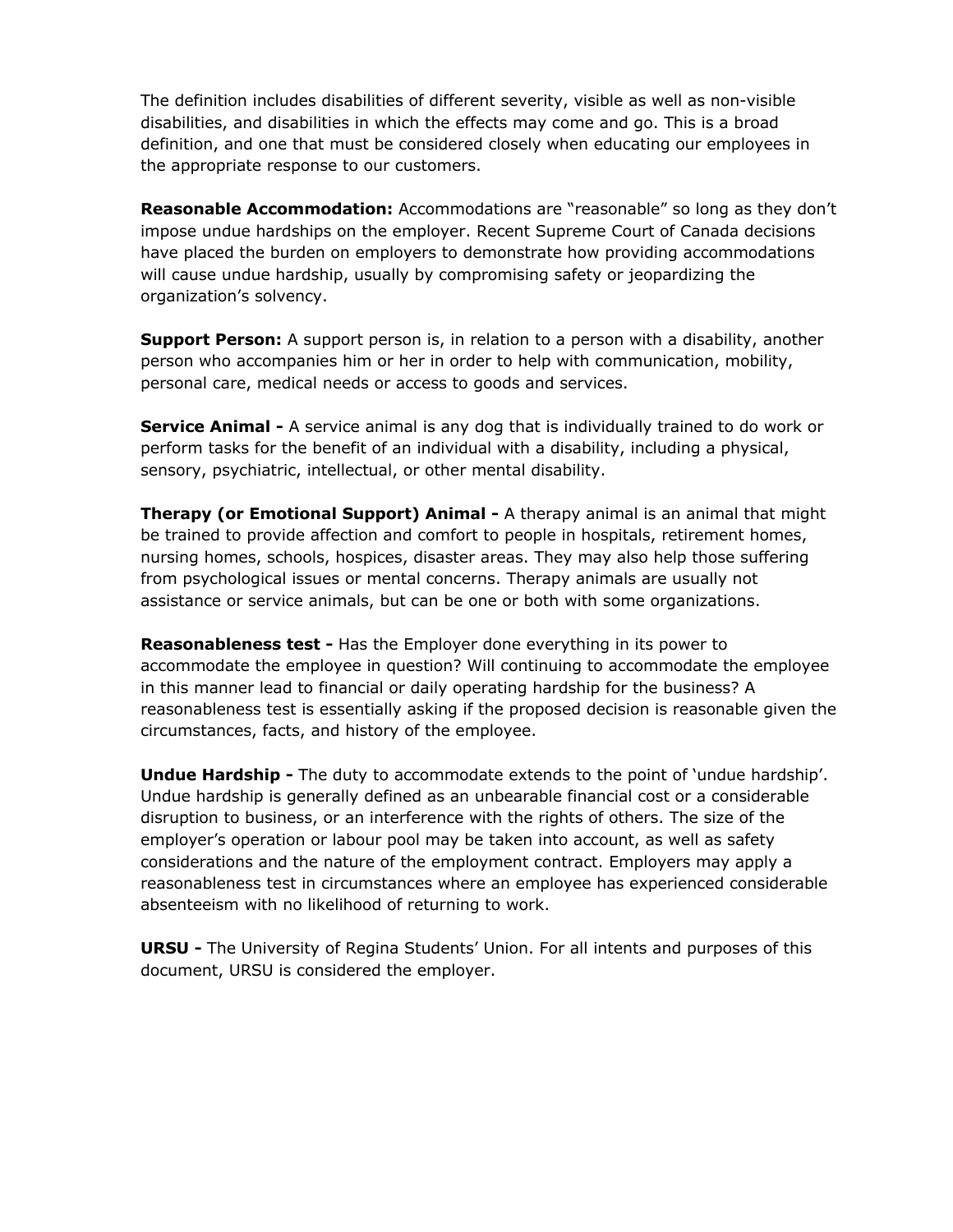The definition includes disabilities of different severity, visible as well as non-visible disabilities, and disabilities in which the effects may come and go. This is a broad definition, and one that must be considered closely when educating our employees in the appropriate response to our customers.

**Reasonable Accommodation:** Accommodations are "reasonable" so long as they don't impose undue hardships on the employer. Recent Supreme Court of Canada decisions have placed the burden on employers to demonstrate how providing accommodations will cause undue hardship, usually by compromising safety or jeopardizing the organization's solvency.

**Support Person:** A support person is, in relation to a person with a disability, another person who accompanies him or her in order to help with communication, mobility, personal care, medical needs or access to goods and services.

**Service Animal -** A service animal is any dog that is individually trained to do work or perform tasks for the benefit of an individual with a disability, including a physical, sensory, psychiatric, intellectual, or other mental disability.

**Therapy (or Emotional Support) Animal -** A therapy animal is an animal that might be trained to provide affection and comfort to people in hospitals, retirement homes, nursing homes, schools, hospices, disaster areas. They may also help those suffering from psychological issues or mental concerns. Therapy animals are usually not assistance or service animals, but can be one or both with some organizations.

**Reasonableness test -** Has the Employer done everything in its power to accommodate the employee in question? Will continuing to accommodate the employee in this manner lead to financial or daily operating hardship for the business? A reasonableness test is essentially asking if the proposed decision is reasonable given the circumstances, facts, and history of the employee.

**Undue Hardship -** The duty to accommodate extends to the point of 'undue hardship'. Undue hardship is generally defined as an unbearable financial cost or a considerable disruption to business, or an interference with the rights of others. The size of the employer's operation or labour pool may be taken into account, as well as safety considerations and the nature of the employment contract. Employers may apply a reasonableness test in circumstances where an employee has experienced considerable absenteeism with no likelihood of returning to work.

**URSU -** The University of Regina Students' Union. For all intents and purposes of this document, URSU is considered the employer.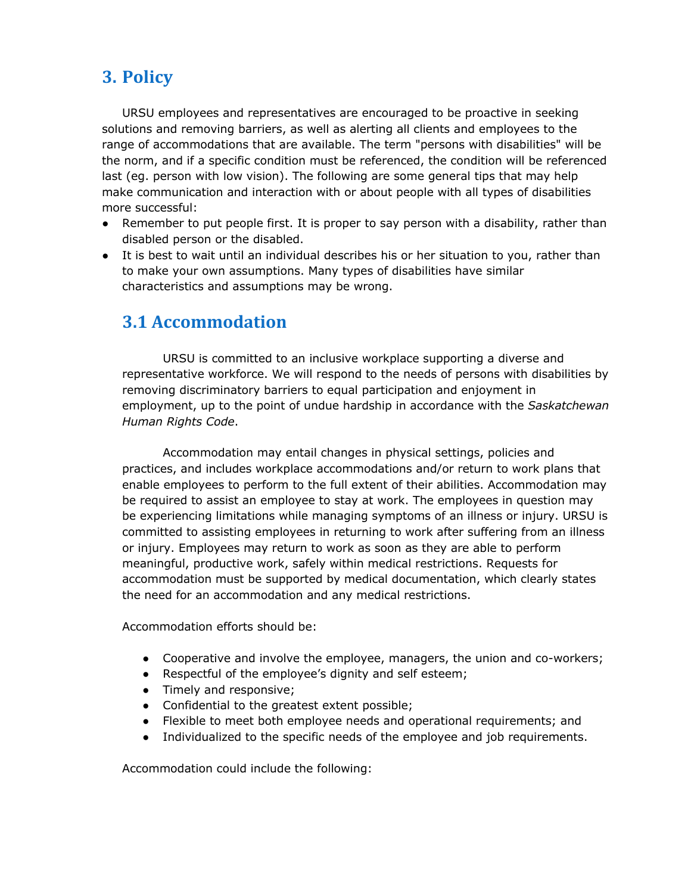# 3. Policy

URSU employees and representatives are encouraged to be proactive in seeking solutions and removing barriers, as well as alerting all clients and employees to the range of accommodations that are available. The term "persons with disabilities" will be the norm, and if a specific condition must be referenced, the condition will be referenced last (eg. person with low vision). The following are some general tips that may help make communication and interaction with or about people with all types of disabilities more successful:

- Remember to put people first. It is proper to say person with a disability, rather than disabled person or the disabled.
- It is best to wait until an individual describes his or her situation to you, rather than to make your own assumptions. Many types of disabilities have similar characteristics and assumptions may be wrong.

## 3.1 Accommodation

URSU is committed to an inclusive workplace supporting a diverse and representative workforce. We will respond to the needs of persons with disabilities by removing discriminatory barriers to equal participation and enjoyment in employment, up to the point of undue hardship in accordance with the *Saskatchewan Human Rights Code*.

Accommodation may entail changes in physical settings, policies and practices, and includes workplace accommodations and/or return to work plans that enable employees to perform to the full extent of their abilities. Accommodation may be required to assist an employee to stay at work. The employees in question may be experiencing limitations while managing symptoms of an illness or injury. URSU is committed to assisting employees in returning to work after suffering from an illness or injury. Employees may return to work as soon as they are able to perform meaningful, productive work, safely within medical restrictions. Requests for accommodation must be supported by medical documentation, which clearly states the need for an accommodation and any medical restrictions.

Accommodation efforts should be:

- Cooperative and involve the employee, managers, the union and co-workers;
- Respectful of the employee's dignity and self esteem;
- Timely and responsive;
- Confidential to the greatest extent possible;
- Flexible to meet both employee needs and operational requirements; and
- Individualized to the specific needs of the employee and job requirements.

Accommodation could include the following: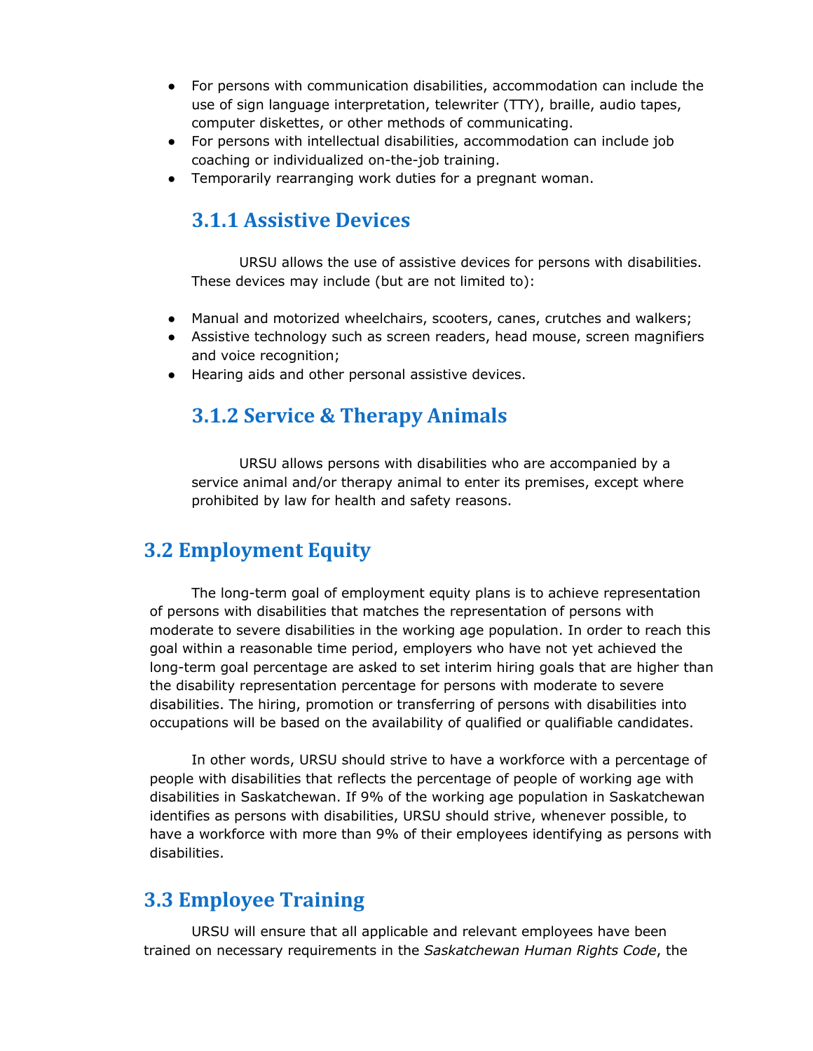- For persons with communication disabilities, accommodation can include the use of sign language interpretation, telewriter (TTY), braille, audio tapes, computer diskettes, or other methods of communicating.
- For persons with intellectual disabilities, accommodation can include job coaching or individualized on-the-job training.
- Temporarily rearranging work duties for a pregnant woman.

### 3.1.1 Assistive Devices

URSU allows the use of assistive devices for persons with disabilities. These devices may include (but are not limited to):

- Manual and motorized wheelchairs, scooters, canes, crutches and walkers;
- Assistive technology such as screen readers, head mouse, screen magnifiers and voice recognition;
- Hearing aids and other personal assistive devices.

### 3.1.2 Service & Therapy Animals

URSU allows persons with disabilities who are accompanied by a service animal and/or therapy animal to enter its premises, except where prohibited by law for health and safety reasons.

## 3.2 Employment Equity

The long-term goal of employment equity plans is to achieve representation of persons with disabilities that matches the representation of persons with moderate to severe disabilities in the working age population. In order to reach this goal within a reasonable time period, employers who have not yet achieved the long-term goal percentage are asked to set interim hiring goals that are higher than the disability representation percentage for persons with moderate to severe disabilities. The hiring, promotion or transferring of persons with disabilities into occupations will be based on the availability of qualified or qualifiable candidates.

In other words, URSU should strive to have a workforce with a percentage of people with disabilities that reflects the percentage of people of working age with disabilities in Saskatchewan. If 9% of the working age population in Saskatchewan identifies as persons with disabilities, URSU should strive, whenever possible, to have a workforce with more than 9% of their employees identifying as persons with disabilities.

## 3.3 Employee Training

URSU will ensure that all applicable and relevant employees have been trained on necessary requirements in the *Saskatchewan Human Rights Code*, the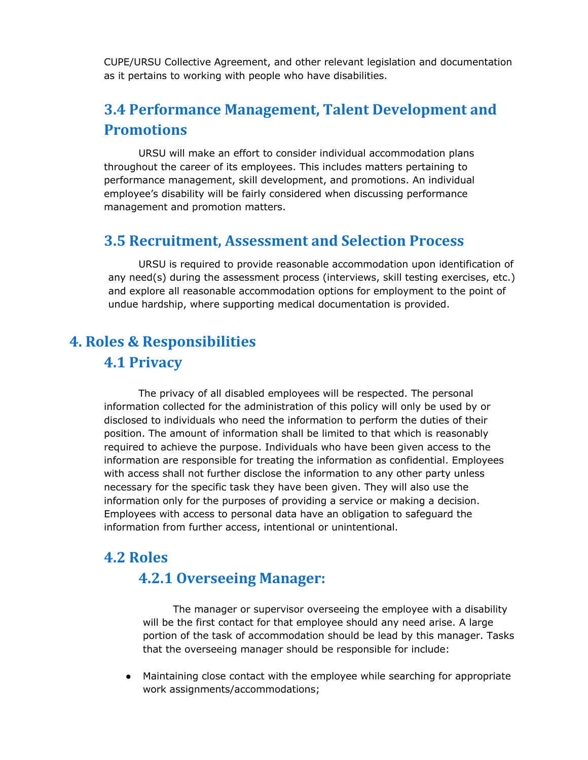CUPE/URSU Collective Agreement, and other relevant legislation and documentation as it pertains to working with people who have disabilities.

### 3.4 Performance Management, Talent Development and Promotions

URSU will make an effort to consider individual accommodation plans throughout the career of its employees. This includes matters pertaining to performance management, skill development, and promotions. An individual employee's disability will be fairly considered when discussing performance management and promotion matters.

### 3.5 Recruitment, Assessment and Selection Process

URSU is required to provide reasonable accommodation upon identification of any need(s) during the assessment process (interviews, skill testing exercises, etc.) and explore all reasonable accommodation options for employment to the point of undue hardship, where supporting medical documentation is provided.

## 4. Roles & Responsibilities

### 4.1 Privacy

The privacy of all disabled employees will be respected. The personal information collected for the administration of this policy will only be used by or disclosed to individuals who need the information to perform the duties of their position. The amount of information shall be limited to that which is reasonably required to achieve the purpose. Individuals who have been given access to the information are responsible for treating the information as confidential. Employees with access shall not further disclose the information to any other party unless necessary for the specific task they have been given. They will also use the information only for the purposes of providing a service or making a decision. Employees with access to personal data have an obligation to safeguard the information from further access, intentional or unintentional.

### 4.2 Roles

#### 4.2.1 Overseeing Manager:

The manager or supervisor overseeing the employee with a disability will be the first contact for that employee should any need arise. A large portion of the task of accommodation should be lead by this manager. Tasks that the overseeing manager should be responsible for include:

- Maintaining close contact with the employee while searching for appropriate work assignments/accommodations;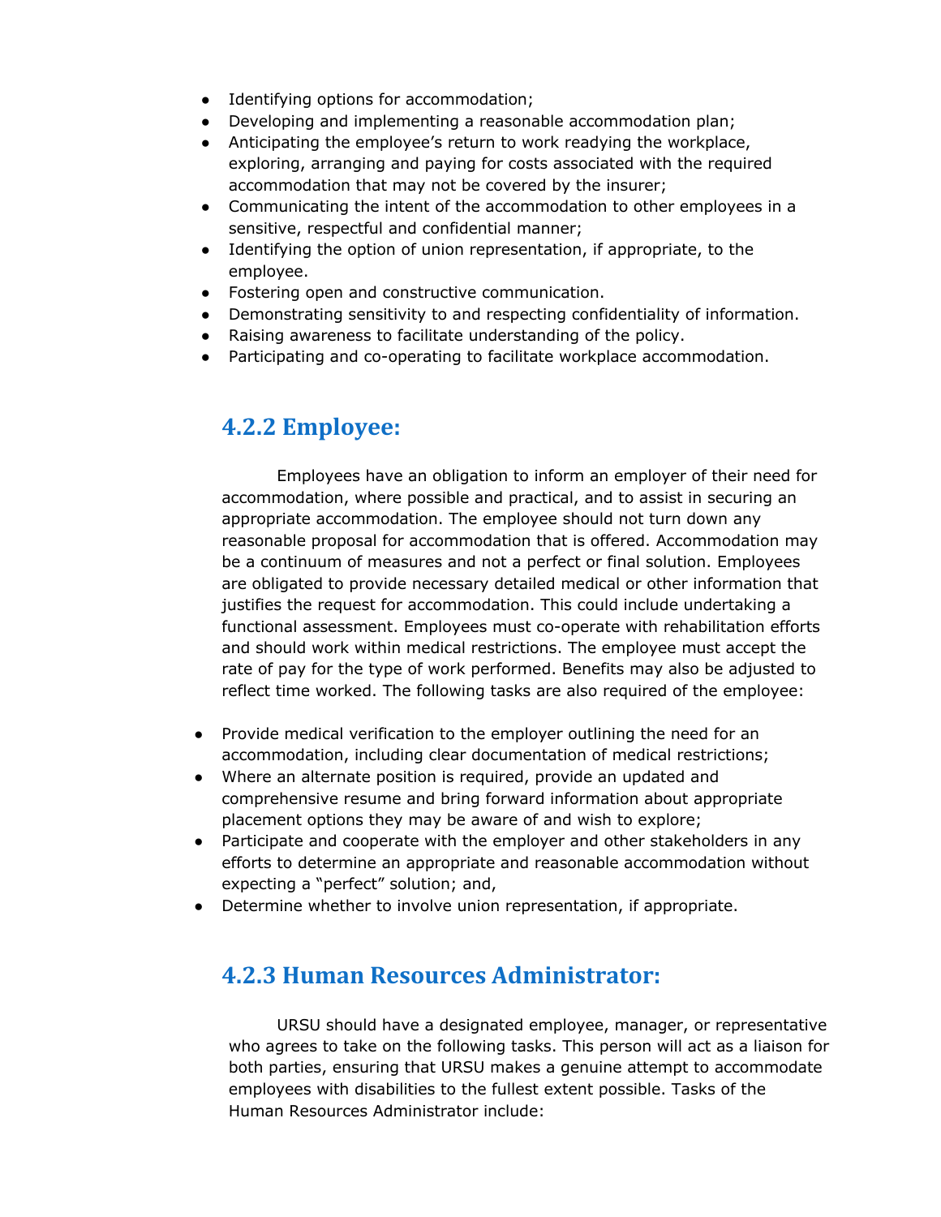- Identifying options for accommodation;
- Developing and implementing a reasonable accommodation plan;
- Anticipating the employee's return to work readying the workplace, exploring, arranging and paying for costs associated with the required accommodation that may not be covered by the insurer;
- Communicating the intent of the accommodation to other employees in a sensitive, respectful and confidential manner;
- Identifying the option of union representation, if appropriate, to the employee.
- Fostering open and constructive communication.
- Demonstrating sensitivity to and respecting confidentiality of information.
- Raising awareness to facilitate understanding of the policy.
- Participating and co-operating to facilitate workplace accommodation.

### 4.2.2 Employee:

Employees have an obligation to inform an employer of their need for accommodation, where possible and practical, and to assist in securing an appropriate accommodation. The employee should not turn down any reasonable proposal for accommodation that is offered. Accommodation may be a continuum of measures and not a perfect or final solution. Employees are obligated to provide necessary detailed medical or other information that justifies the request for accommodation. This could include undertaking a functional assessment. Employees must co-operate with rehabilitation efforts and should work within medical restrictions. The employee must accept the rate of pay for the type of work performed. Benefits may also be adjusted to reflect time worked. The following tasks are also required of the employee:

- Provide medical verification to the employer outlining the need for an accommodation, including clear documentation of medical restrictions;
- Where an alternate position is required, provide an updated and comprehensive resume and bring forward information about appropriate placement options they may be aware of and wish to explore;
- Participate and cooperate with the employer and other stakeholders in any efforts to determine an appropriate and reasonable accommodation without expecting a "perfect" solution; and,
- Determine whether to involve union representation, if appropriate.

### 4.2.3 Human Resources Administrator:

URSU should have a designated employee, manager, or representative who agrees to take on the following tasks. This person will act as a liaison for both parties, ensuring that URSU makes a genuine attempt to accommodate employees with disabilities to the fullest extent possible. Tasks of the Human Resources Administrator include: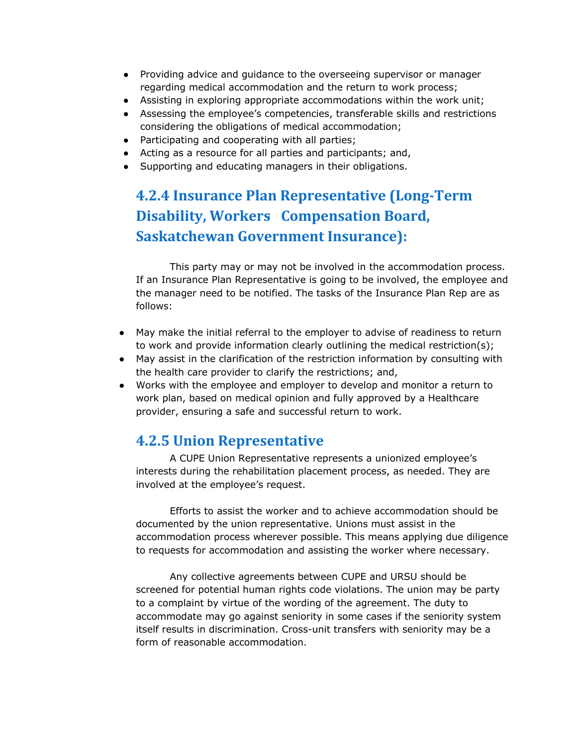- Providing advice and guidance to the overseeing supervisor or manager regarding medical accommodation and the return to work process;
- Assisting in exploring appropriate accommodations within the work unit;
- Assessing the employee's competencies, transferable skills and restrictions considering the obligations of medical accommodation;
- Participating and cooperating with all parties;
- Acting as a resource for all parties and participants; and,
- Supporting and educating managers in their obligations.

### 4.2.4 Insurance Plan Representative (Long-Term Disability, Workers Compensation Board, Saskatchewan Government Insurance):

This party may or may not be involved in the accommodation process. If an Insurance Plan Representative is going to be involved, the employee and the manager need to be notified. The tasks of the Insurance Plan Rep are as follows:

- May make the initial referral to the employer to advise of readiness to return to work and provide information clearly outlining the medical restriction(s);
- May assist in the clarification of the restriction information by consulting with the health care provider to clarify the restrictions; and,
- Works with the employee and employer to develop and monitor a return to work plan, based on medical opinion and fully approved by a Healthcare provider, ensuring a safe and successful return to work.

### 4.2.5 Union Representative

A CUPE Union Representative represents a unionized employee's interests during the rehabilitation placement process, as needed. They are involved at the employee's request.

Efforts to assist the worker and to achieve accommodation should be documented by the union representative. Unions must assist in the accommodation process wherever possible. This means applying due diligence to requests for accommodation and assisting the worker where necessary.

Any collective agreements between CUPE and URSU should be screened for potential human rights code violations. The union may be party to a complaint by virtue of the wording of the agreement. The duty to accommodate may go against seniority in some cases if the seniority system itself results in discrimination. Cross-unit transfers with seniority may be a form of reasonable accommodation.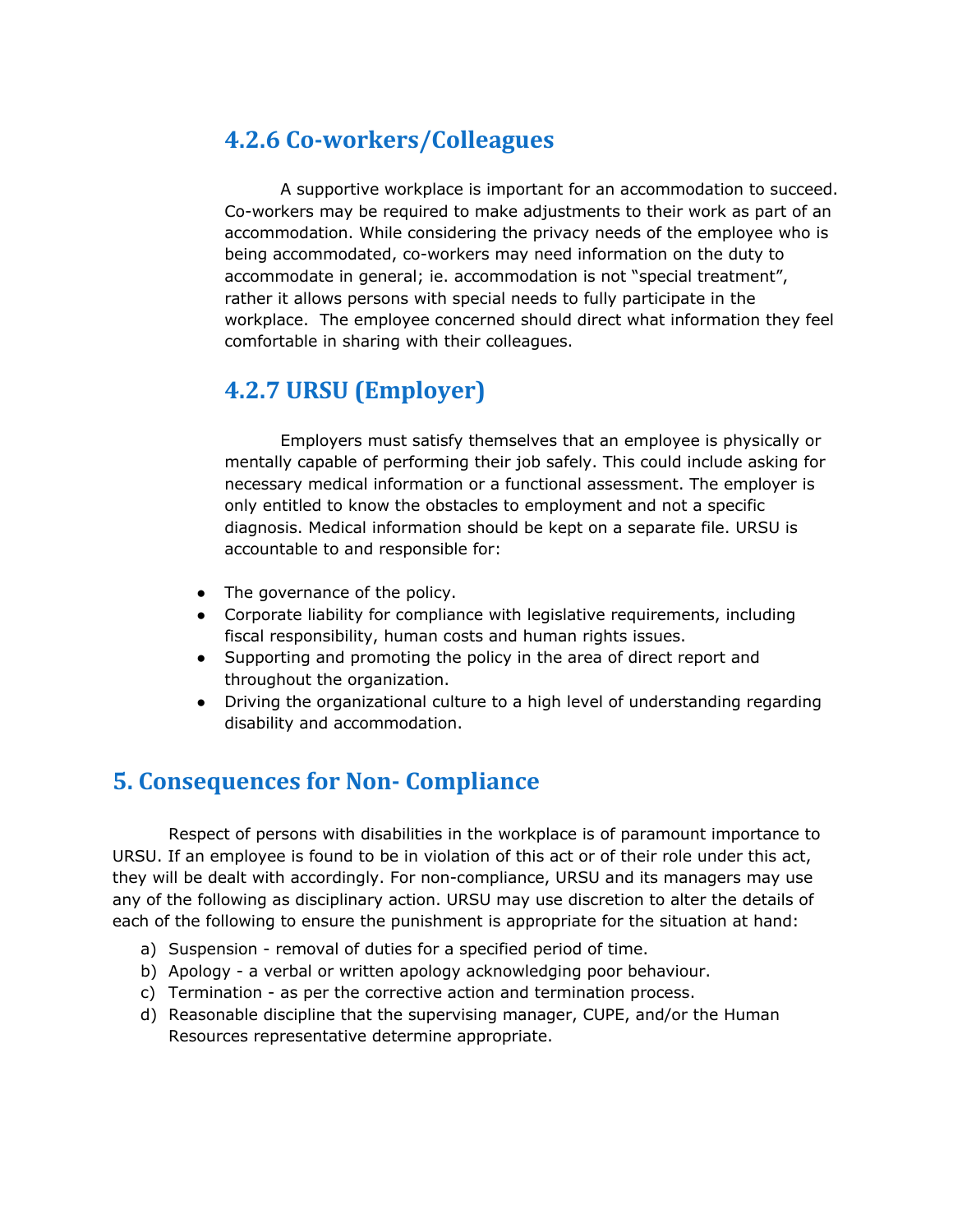### 4.2.6 Co-workers/Colleagues

A supportive workplace is important for an accommodation to succeed. Co-workers may be required to make adjustments to their work as part of an accommodation. While considering the privacy needs of the employee who is being accommodated, co-workers may need information on the duty to accommodate in general; ie. accommodation is not "special treatment", rather it allows persons with special needs to fully participate in the workplace. The employee concerned should direct what information they feel comfortable in sharing with their colleagues.

### 4.2.7 URSU (Employer)

Employers must satisfy themselves that an employee is physically or mentally capable of performing their job safely. This could include asking for necessary medical information or a functional assessment. The employer is only entitled to know the obstacles to employment and not a specific diagnosis. Medical information should be kept on a separate file. URSU is accountable to and responsible for:

- The governance of the policy.
- Corporate liability for compliance with legislative requirements, including fiscal responsibility, human costs and human rights issues.
- Supporting and promoting the policy in the area of direct report and throughout the organization.
- Driving the organizational culture to a high level of understanding regarding disability and accommodation.

## 5. Consequences for Non- Compliance

Respect of persons with disabilities in the workplace is of paramount importance to URSU. If an employee is found to be in violation of this act or of their role under this act, they will be dealt with accordingly. For non-compliance, URSU and its managers may use any of the following as disciplinary action. URSU may use discretion to alter the details of each of the following to ensure the punishment is appropriate for the situation at hand:

a) Suspension - removal of duties for a specified period of time.
b) Apology - a verbal or written apology acknowledging poor behaviour.
c) Termination - as per the corrective action and termination process.
d) Reasonable discipline that the supervising manager, CUPE, and/or the Human Resources representative determine appropriate.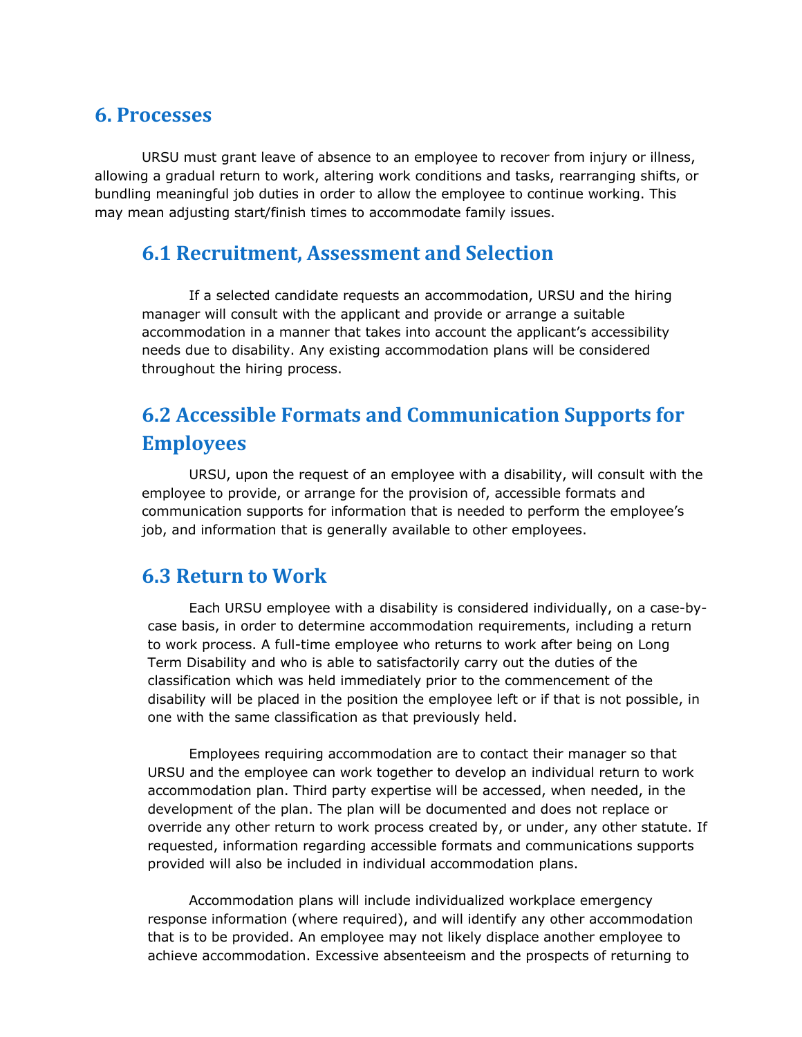## 6. Processes

URSU must grant leave of absence to an employee to recover from injury or illness, allowing a gradual return to work, altering work conditions and tasks, rearranging shifts, or bundling meaningful job duties in order to allow the employee to continue working. This may mean adjusting start/finish times to accommodate family issues.

### 6.1 Recruitment, Assessment and Selection

If a selected candidate requests an accommodation, URSU and the hiring manager will consult with the applicant and provide or arrange a suitable accommodation in a manner that takes into account the applicant's accessibility needs due to disability. Any existing accommodation plans will be considered throughout the hiring process.

### 6.2 Accessible Formats and Communication Supports for Employees

URSU, upon the request of an employee with a disability, will consult with the employee to provide, or arrange for the provision of, accessible formats and communication supports for information that is needed to perform the employee's job, and information that is generally available to other employees.

### 6.3 Return to Work

Each URSU employee with a disability is considered individually, on a case-by-case basis, in order to determine accommodation requirements, including a return to work process. A full-time employee who returns to work after being on Long Term Disability and who is able to satisfactorily carry out the duties of the classification which was held immediately prior to the commencement of the disability will be placed in the position the employee left or if that is not possible, in one with the same classification as that previously held.

Employees requiring accommodation are to contact their manager so that URSU and the employee can work together to develop an individual return to work accommodation plan. Third party expertise will be accessed, when needed, in the development of the plan. The plan will be documented and does not replace or override any other return to work process created by, or under, any other statute. If requested, information regarding accessible formats and communications supports provided will also be included in individual accommodation plans.

Accommodation plans will include individualized workplace emergency response information (where required), and will identify any other accommodation that is to be provided. An employee may not likely displace another employee to achieve accommodation. Excessive absenteeism and the prospects of returning to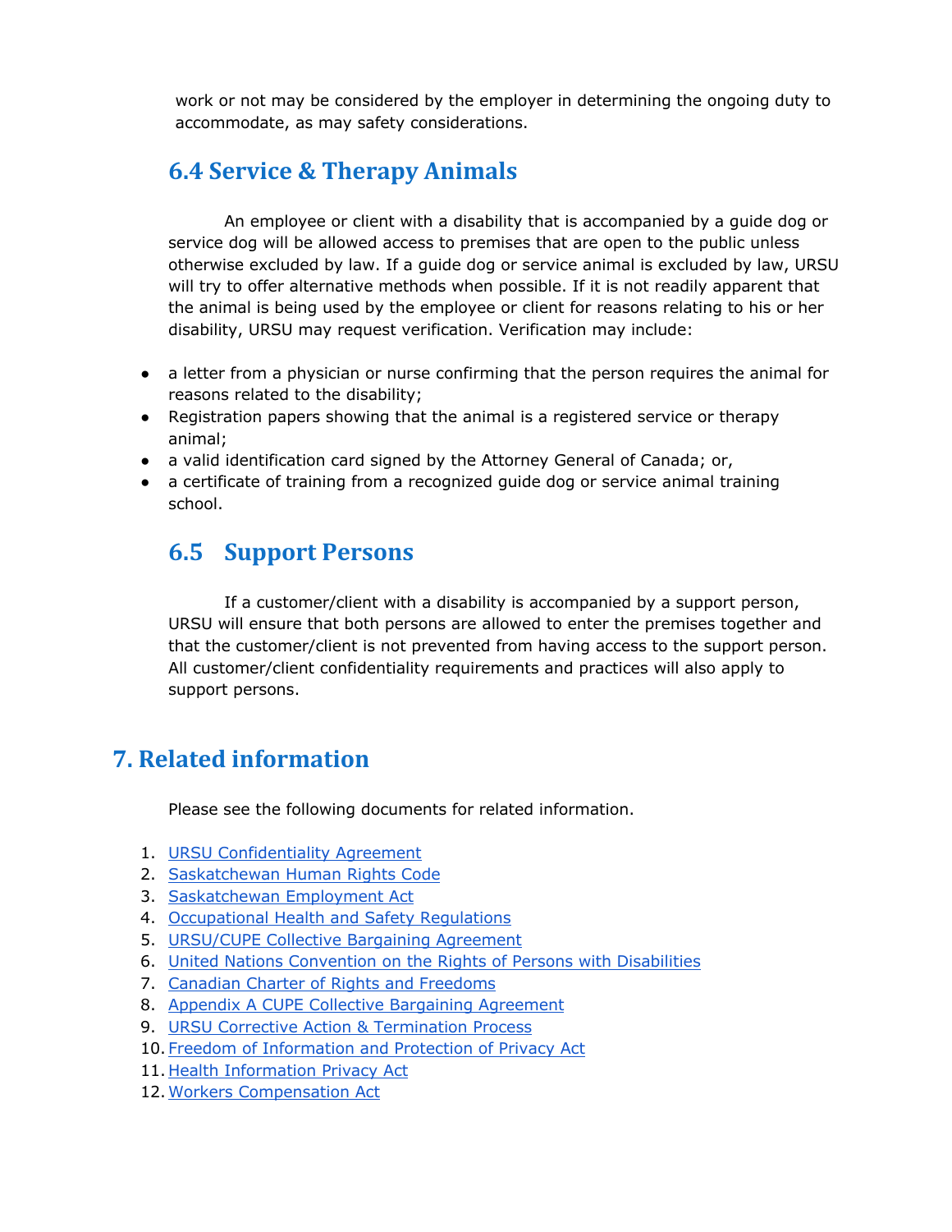work or not may be considered by the employer in determining the ongoing duty to accommodate, as may safety considerations.

## 6.4 Service & Therapy Animals

An employee or client with a disability that is accompanied by a guide dog or service dog will be allowed access to premises that are open to the public unless otherwise excluded by law. If a guide dog or service animal is excluded by law, URSU will try to offer alternative methods when possible. If it is not readily apparent that the animal is being used by the employee or client for reasons relating to his or her disability, URSU may request verification. Verification may include:

- a letter from a physician or nurse confirming that the person requires the animal for reasons related to the disability;
- Registration papers showing that the animal is a registered service or therapy animal;
- a valid identification card signed by the Attorney General of Canada; or,
- a certificate of training from a recognized guide dog or service animal training school.

## 6.5 Support Persons

If a customer/client with a disability is accompanied by a support person, URSU will ensure that both persons are allowed to enter the premises together and that the customer/client is not prevented from having access to the support person. All customer/client confidentiality requirements and practices will also apply to support persons.

# 7. Related information

Please see the following documents for related information.

1. URSU Confidentiality Agreement
2. Saskatchewan Human Rights Code
3. Saskatchewan Employment Act
4. Occupational Health and Safety Regulations
5. URSU/CUPE Collective Bargaining Agreement
6. United Nations Convention on the Rights of Persons with Disabilities
7. Canadian Charter of Rights and Freedoms
8. Appendix A CUPE Collective Bargaining Agreement
9. URSU Corrective Action & Termination Process
10. Freedom of Information and Protection of Privacy Act
11. Health Information Privacy Act
12. Workers Compensation Act